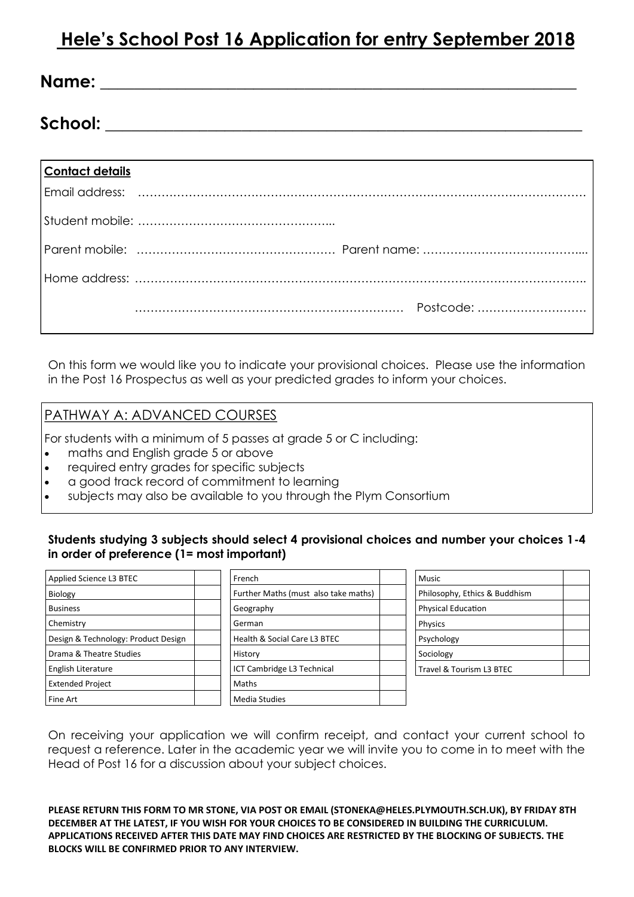# Hele's School Post 16 Application for entry September 2018

**Name:** ______________________________________________________________

**School:** ______________________________________________________________

**Contact details**

Email address: ……………………………………………………………………………………………………

Student mobile: …………………………………………...

Parent mobile: …………………………………………… Parent name: …………………………………....

Home address: ………………………………………………………………………………………………..

……………………………………………………………… Postcode: ……………………….

On this form we would like you to indicate your provisional choices. Please use the information in the Post 16 Prospectus as well as your predicted grades to inform your choices.

## PATHWAY A: ADVANCED COURSES

For students with a minimum of 5 passes at grade 5 or C including:

- maths and English grade 5 or above
- required entry grades for specific subjects
- a good track record of commitment to learning
- subjects may also be available to you through the Plym Consortium

**Students studying 3 subjects should select 4 provisional choices and number your choices 1-4 in order of preference (1= most important)**

| | | | | | |
|---|---|---|---|---|---|
| Applied Science L3 BTEC | | French | | Music | |
| Biology | | Further Maths (must also take maths) | | Philosophy, Ethics & Buddhism | |
| Business | | Geography | | Physical Education | |
| Chemistry | | German | | Physics | |
| Design & Technology: Product Design | | Health & Social Care L3 BTEC | | Psychology | |
| Drama & Theatre Studies | | History | | Sociology | |
| English Literature | | ICT Cambridge L3 Technical | | Travel & Tourism L3 BTEC | |
| Extended Project | | Maths | | | |
| Fine Art | | Media Studies | | | |

On receiving your application we will confirm receipt, and contact your current school to request a reference. Later in the academic year we will invite you to come in to meet with the Head of Post 16 for a discussion about your subject choices.

**PLEASE RETURN THIS FORM TO MR STONE, VIA POST OR EMAIL (STONEKA@HELES.PLYMOUTH.SCH.UK), BY FRIDAY 8TH DECEMBER AT THE LATEST, IF YOU WISH FOR YOUR CHOICES TO BE CONSIDERED IN BUILDING THE CURRICULUM. APPLICATIONS RECEIVED AFTER THIS DATE MAY FIND CHOICES ARE RESTRICTED BY THE BLOCKING OF SUBJECTS. THE BLOCKS WILL BE CONFIRMED PRIOR TO ANY INTERVIEW.**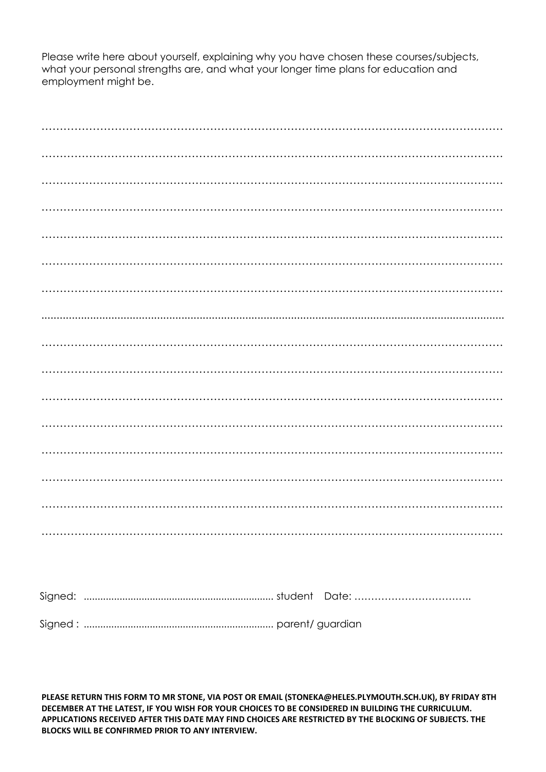Please write here about yourself, explaining why you have chosen these courses/subjects, what your personal strengths are, and what your longer time plans for education and employment might be.

……………………………………………………………………………………………………………

……………………………………………………………………………………………………………

……………………………………………………………………………………………………………

……………………………………………………………………………………………………………

……………………………………………………………………………………………………………

……………………………………………………………………………………………………………

……………………………………………………………………………………………………………

……………………………………………………………………………………………………………

……………………………………………………………………………………………………………

……………………………………………………………………………………………………………

……………………………………………………………………………………………………………

……………………………………………………………………………………………………………

……………………………………………………………………………………………………………

……………………………………………………………………………………………………………

……………………………………………………………………………………………………………

……………………………………………………………………………………………………………

Signed: ..................................................................... student Date: …………………………….

Signed : ..................................................................... parent/ guardian

**PLEASE RETURN THIS FORM TO MR STONE, VIA POST OR EMAIL (STONEKA@HELES.PLYMOUTH.SCH.UK), BY FRIDAY 8TH DECEMBER AT THE LATEST, IF YOU WISH FOR YOUR CHOICES TO BE CONSIDERED IN BUILDING THE CURRICULUM. APPLICATIONS RECEIVED AFTER THIS DATE MAY FIND CHOICES ARE RESTRICTED BY THE BLOCKING OF SUBJECTS. THE BLOCKS WILL BE CONFIRMED PRIOR TO ANY INTERVIEW.**